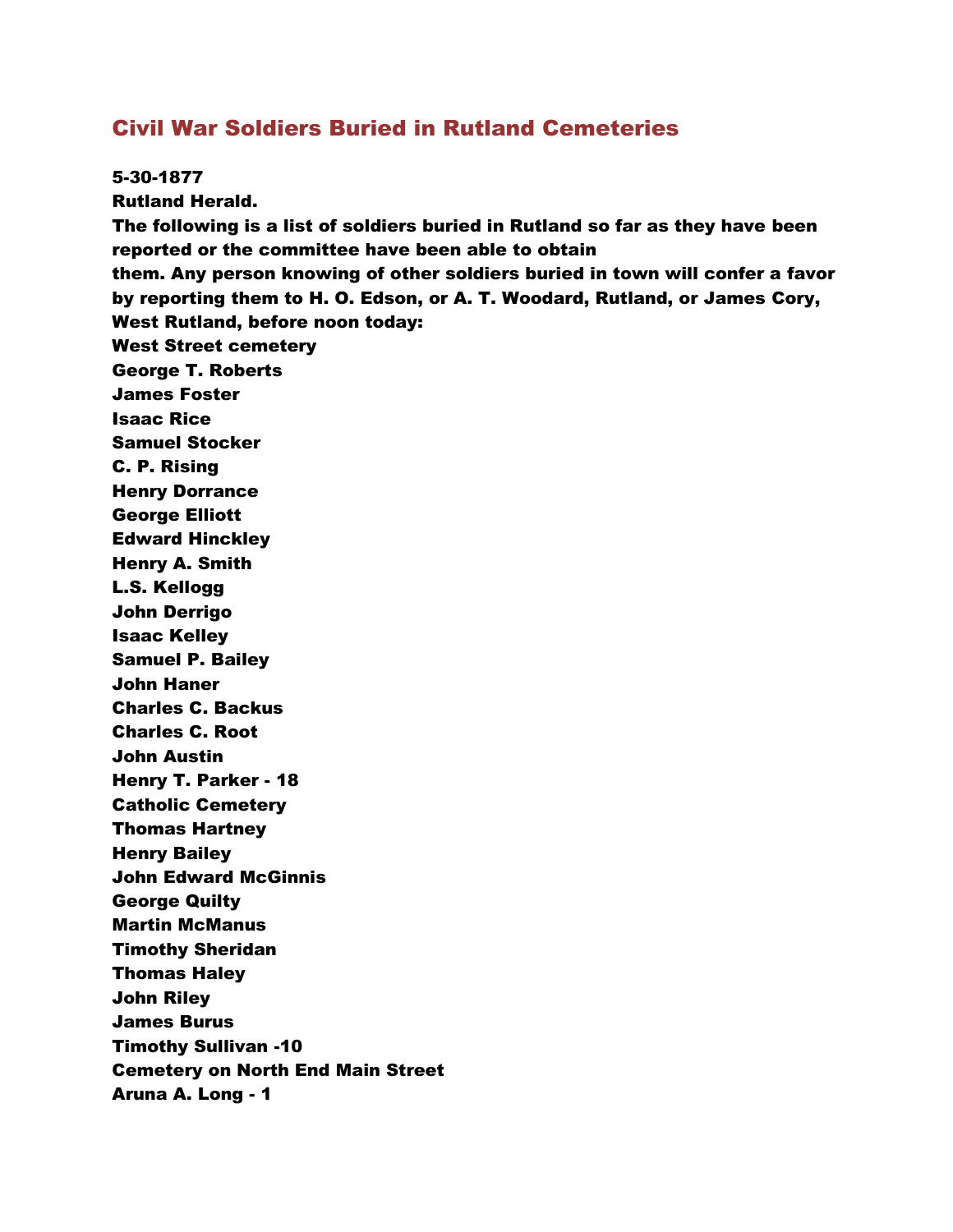# Civil War Soldiers Buried in Rutland Cemeteries

**5-30-1877**
**Rutland Herald.**
**The following is a list of soldiers buried in Rutland so far as they have been reported or the committee have been able to obtain them. Any person knowing of other soldiers buried in town will confer a favor by reporting them to H. O. Edson, or A. T. Woodard, Rutland, or James Cory, West Rutland, before noon today:**

**West Street cemetery**
**George T. Roberts**
**James Foster**
**Isaac Rice**
**Samuel Stocker**
**C. P. Rising**
**Henry Dorrance**
**George Elliott**
**Edward Hinckley**
**Henry A. Smith**
**L.S. Kellogg**
**John Derrigo**
**Isaac Kelley**
**Samuel P. Bailey**
**John Haner**
**Charles C. Backus**
**Charles C. Root**
**John Austin**
**Henry T. Parker - 18**

**Catholic Cemetery**
**Thomas Hartney**
**Henry Bailey**
**John Edward McGinnis**
**George Quilty**
**Martin McManus**
**Timothy Sheridan**
**Thomas Haley**
**John Riley**
**James Burus**
**Timothy Sullivan -10**

**Cemetery on North End Main Street**
**Aruna A. Long - 1**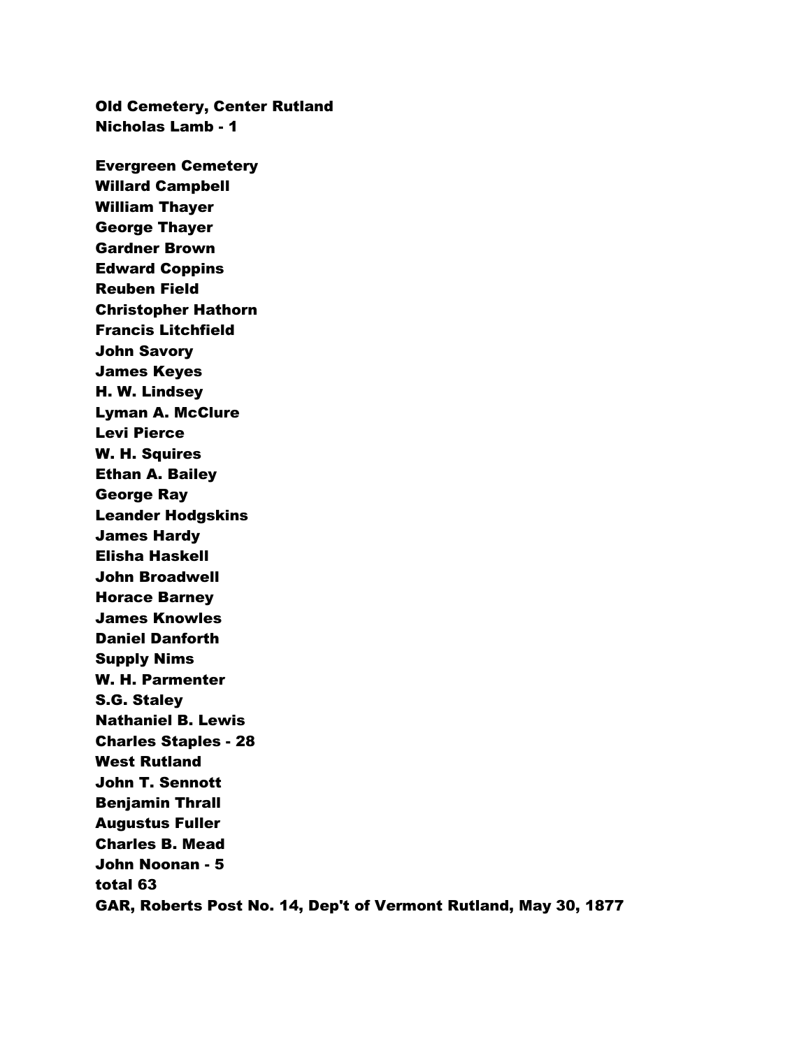**Old Cemetery, Center Rutland**
**Nicholas Lamb - 1**

**Evergreen Cemetery**
**Willard Campbell**
**William Thayer**
**George Thayer**
**Gardner Brown**
**Edward Coppins**
**Reuben Field**
**Christopher Hathorn**
**Francis Litchfield**
**John Savory**
**James Keyes**
**H. W. Lindsey**
**Lyman A. McClure**
**Levi Pierce**
**W. H. Squires**
**Ethan A. Bailey**
**George Ray**
**Leander Hodgskins**
**James Hardy**
**Elisha Haskell**
**John Broadwell**
**Horace Barney**
**James Knowles**
**Daniel Danforth**
**Supply Nims**
**W. H. Parmenter**
**S.G. Staley**
**Nathaniel B. Lewis**
**Charles Staples - 28**
**West Rutland**
**John T. Sennott**
**Benjamin Thrall**
**Augustus Fuller**
**Charles B. Mead**
**John Noonan - 5**
**total 63**
**GAR, Roberts Post No. 14, Dep't of Vermont Rutland, May 30, 1877**